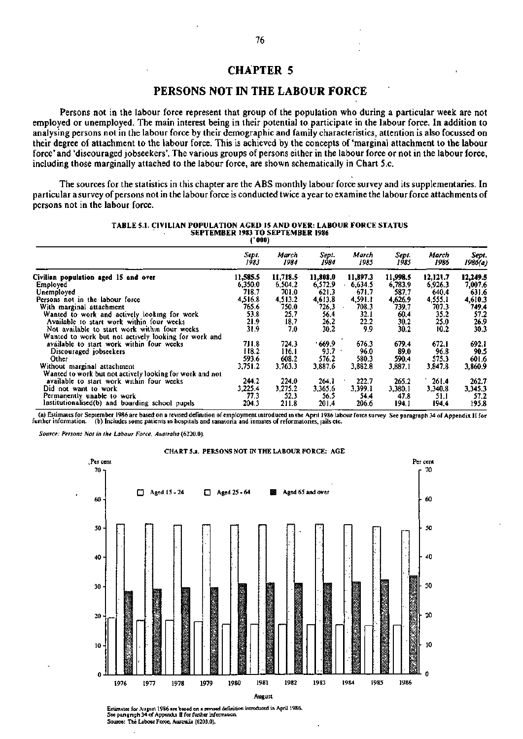# CHAPTER 5

## PERSONS NOT IN THE LABOUR FORCE

Persons not in the labour force represent that group of the population who during a particular week are not employed or unemployed. The main interest being in their potential to participate in the labour force. In addition to analysing persons not in the labour force by their demographic and family characteristics, attention is also focussed on their degree of attachment to the labour force. This is achieved by the concepts of 'marginal attachment to the labour force' and 'discouraged jobseekers'. The various groups of persons either in the labour force or not in the labour force, including those marginally attached to the labour force, are shown schematically in Chart 5.c.

The sources for the statistics in this chapter are the ABS monthly labour force survey and its supplementaries. In particular a survey of persons not in the labour force is conducted twice a year to examine the labour force attachments of persons not in the labour force.

**TABLE 5.1. CIVILIAN POPULATION AGED 15 AND OVER: LABOUR FORCE STATUS SEPTEMBER 1983 TO SEPTEMBER 1986**
**('000)**

| | *Sept. 1983* | *March 1984* | *Sept. 1984* | *March 1985* | *Sept. 1985* | *March 1986* | *Sept. 1986(a)* |
|---|---|---|---|---|---|---|---|
| **Civilian population aged 15 and over** | **11,585.5** | **11,718.5** | **11,808.0** | **11,897.3** | **11,998.5** | **12,121.7** | **12,249.5** |
| Employed | 6,350.0 | 6,504.2 | 6,572.9 | 6,634.5 | 6,783.9 | 6,926.3 | 7,007.6 |
| Unemployed | 718.7 | 701.0 | 621.3 | 671.7 | 587.7 | 640.4 | 631.6 |
| Persons not in the labour force | 4,516.8 | 4,513.2 | 4,613.8 | 4,591.1 | 4,626.9 | 4,555.1 | 4,610.3 |
| With marginal attachment | 765.6 | 750.0 | 726.3 | 708.3 | 739.7 | 707.3 | 749.4 |
| Wanted to work and actively looking for work | 53.8 | 25.7 | 56.4 | 32.1 | 60.4 | 35.2 | 57.2 |
| Available to start work within four weeks | 21.9 | 18.7 | 26.2 | 22.2 | 30.2 | 25.0 | 26.9 |
| Not available to start work within four weeks | 31.9 | 7.0 | 30.2 | 9.9 | 30.2 | 10.2 | 30.3 |
| Wanted to work but not actively looking for work and available to start work within four weeks | 711.8 | 724.3 | 669.9 | 676.3 | 679.4 | 672.1 | 692.1 |
| Discouraged jobseekers | 118.2 | 116.1 | 93.7 | 96.0 | 89.0 | 96.8 | 90.5 |
| Other | 593.6 | 608.2 | 576.2 | 580.3 | 590.4 | 575.3 | 601.6 |
| Without marginal attachment | 3,751.2 | 3,763.3 | 3,887.6 | 3,882.8 | 3,887.1 | 3,847.8 | 3,860.9 |
| Wanted to work but not actively looking for work and not available to start work within four weeks | 244.2 | 224.0 | 264.1 | 222.7 | 265.2 | 261.4 | 262.7 |
| Did not want to work | 3,225.4 | 3,275.2 | 3,365.6 | 3,399.1 | 3,380.1 | 3,340.8 | 3,345.3 |
| Permanently unable to work | 77.3 | 52.3 | 56.5 | 54.4 | 47.8 | 51.1 | 57.2 |
| Institutionalised(b) and boarding school pupils | 204.3 | 211.8 | 201.4 | 206.6 | 194.1 | 194.4 | 195.8 |

(a) Estimates for September 1986 are based on a revised definition of employment introduced in the April 1986 labour force survey. See paragraph 34 of Appendix II for further information. (b) Includes some patients in hospitals and sanatoria and inmates of reformatories, jails etc.

*Source: Persons Not in the Labour Force, Australia (6220.0).*

**CHART 5.a. PERSONS NOT IN THE LABOUR FORCE: AGE**

Estimates for August 1986 are based on a revised definition introduced in April 1986. See paragraph 34 of Appendix II for further information.
Source: The Labour Force, Australia (6203.0).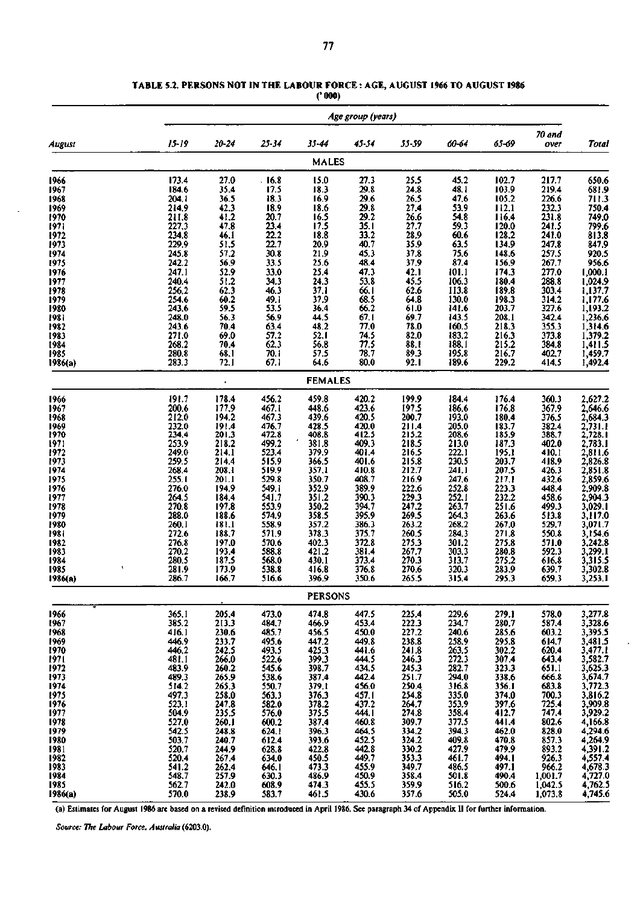**TABLE 5.2. PERSONS NOT IN THE LABOUR FORCE : AGE, AUGUST 1966 TO AUGUST 1986**
**('000)**

| August | 15-19 | 20-24 | 25-34 | 35-44 | 45-54 | 55-59 | 60-64 | 65-69 | 70 and over | Total |
|---|---|---|---|---|---|---|---|---|---|---|
| | | | | | **MALES** | | | | | |
| 1966 | 173.4 | 27.0 | 16.8 | 15.0 | 27.3 | 25.5 | 45.2 | 102.7 | 217.7 | 650.6 |
| 1967 | 184.6 | 35.4 | 17.5 | 18.3 | 29.8 | 24.8 | 48.1 | 103.9 | 219.4 | 681.9 |
| 1968 | 204.1 | 36.5 | 18.3 | 16.9 | 29.6 | 26.5 | 47.6 | 105.2 | 226.6 | 711.3 |
| 1969 | 214.9 | 42.3 | 18.9 | 18.6 | 29.8 | 27.4 | 53.9 | 112.1 | 232.3 | 750.4 |
| 1970 | 211.8 | 41.2 | 20.7 | 16.5 | 29.2 | 26.6 | 54.8 | 116.4 | 231.8 | 749.0 |
| 1971 | 227.3 | 47.8 | 23.4 | 17.5 | 35.1 | 27.7 | 59.3 | 120.0 | 241.5 | 799.6 |
| 1972 | 234.8 | 46.1 | 22.2 | 18.8 | 33.2 | 28.9 | 60.6 | 128.2 | 241.0 | 813.8 |
| 1973 | 229.9 | 51.5 | 22.7 | 20.9 | 40.7 | 35.9 | 63.5 | 134.9 | 247.8 | 847.9 |
| 1974 | 245.8 | 57.2 | 30.8 | 21.9 | 45.3 | 37.8 | 75.6 | 148.6 | 257.5 | 920.5 |
| 1975 | 242.2 | 56.9 | 33.5 | 25.6 | 48.4 | 37.9 | 87.4 | 156.9 | 267.7 | 956.6 |
| 1976 | 247.1 | 52.9 | 33.0 | 25.4 | 47.3 | 42.1 | 101.1 | 174.3 | 277.0 | 1,000.1 |
| 1977 | 240.4 | 51.2 | 34.3 | 24.3 | 53.8 | 45.5 | 106.3 | 180.4 | 288.8 | 1,024.9 |
| 1978 | 256.2 | 62.3 | 46.3 | 37.1 | 66.1 | 62.6 | 113.8 | 189.8 | 303.4 | 1,137.7 |
| 1979 | 254.6 | 60.2 | 49.1 | 37.9 | 68.5 | 64.8 | 130.0 | 198.3 | 314.2 | 1,177.6 |
| 1980 | 243.6 | 59.5 | 53.5 | 36.4 | 66.2 | 61.0 | 141.6 | 203.7 | 327.6 | 1,193.2 |
| 1981 | 248.0 | 56.3 | 56.9 | 44.5 | 67.1 | 69.7 | 143.5 | 208.1 | 342.4 | 1,236.6 |
| 1982 | 243.6 | 70.4 | 63.4 | 48.2 | 77.0 | 78.0 | 160.5 | 218.3 | 355.3 | 1,314.6 |
| 1983 | 271.0 | 69.0 | 57.2 | 52.1 | 74.5 | 82.0 | 183.2 | 216.3 | 373.8 | 1,379.2 |
| 1984 | 268.2 | 70.4 | 62.3 | 56.8 | 77.5 | 88.1 | 188.1 | 215.2 | 384.8 | 1,411.5 |
| 1985 | 280.8 | 68.1 | 70.1 | 57.5 | 78.7 | 89.3 | 195.8 | 216.7 | 402.7 | 1,459.7 |
| 1986(a) | 283.3 | 72.1 | 67.1 | 64.6 | 80.0 | 92.1 | 189.6 | 229.2 | 414.5 | 1,492.4 |
| | | | | | **FEMALES** | | | | | |
| 1966 | 191.7 | 178.4 | 456.2 | 459.8 | 420.2 | 199.9 | 184.4 | 176.4 | 360.3 | 2,627.2 |
| 1967 | 200.6 | 177.9 | 467.1 | 448.6 | 423.6 | 197.5 | 186.6 | 176.8 | 367.9 | 2,646.6 |
| 1968 | 212.0 | 194.2 | 467.3 | 439.6 | 420.5 | 200.7 | 193.0 | 180.4 | 376.5 | 2,684.3 |
| 1969 | 232.0 | 191.4 | 476.7 | 428.5 | 420.0 | 211.4 | 205.0 | 183.7 | 382.4 | 2,731.1 |
| 1970 | 234.4 | 201.3 | 472.8 | 408.8 | 412.5 | 215.2 | 208.6 | 185.9 | 388.7 | 2,728.1 |
| 1971 | 253.9 | 218.2 | 499.2 | 381.8 | 409.3 | 218.5 | 213.0 | 187.3 | 402.0 | 2,783.1 |
| 1972 | 249.0 | 214.1 | 523.4 | 379.9 | 401.4 | 216.5 | 222.1 | 195.1 | 410.1 | 2,811.6 |
| 1973 | 259.5 | 214.4 | 515.9 | 366.5 | 401.6 | 215.8 | 230.5 | 203.7 | 418.9 | 2,826.8 |
| 1974 | 268.4 | 208.1 | 519.9 | 357.1 | 410.8 | 212.7 | 241.1 | 207.5 | 426.3 | 2,851.8 |
| 1975 | 255.1 | 201.1 | 529.8 | 350.7 | 408.7 | 216.9 | 247.6 | 217.1 | 432.6 | 2,859.6 |
| 1976 | 276.0 | 194.9 | 549.1 | 352.9 | 389.9 | 222.6 | 252.8 | 223.3 | 448.4 | 2,909.8 |
| 1977 | 264.5 | 184.4 | 541.7 | 351.2 | 390.3 | 229.3 | 252.1 | 232.2 | 458.6 | 2,904.3 |
| 1978 | 270.8 | 197.8 | 553.9 | 350.2 | 394.7 | 247.2 | 263.7 | 251.6 | 499.3 | 3,029.1 |
| 1979 | 288.0 | 188.6 | 574.9 | 358.5 | 395.9 | 269.5 | 264.3 | 263.6 | 513.8 | 3,117.0 |
| 1980 | 260.1 | 181.1 | 558.9 | 357.2 | 386.3 | 263.2 | 268.2 | 267.0 | 529.7 | 3,071.7 |
| 1981 | 272.6 | 188.7 | 571.9 | 378.3 | 375.7 | 260.5 | 284.3 | 271.8 | 550.8 | 3,154.6 |
| 1982 | 276.8 | 197.0 | 570.6 | 402.3 | 372.8 | 275.3 | 301.2 | 275.8 | 571.0 | 3,242.8 |
| 1983 | 270.2 | 193.4 | 588.8 | 421.2 | 381.4 | 267.7 | 303.3 | 280.8 | 592.3 | 3,299.1 |
| 1984 | 280.5 | 187.5 | 568.0 | 430.1 | 373.4 | 270.3 | 313.7 | 275.2 | 616.8 | 3,315.5 |
| 1985 | 281.9 | 173.9 | 538.8 | 416.8 | 376.8 | 270.6 | 320.3 | 283.9 | 639.7 | 3,302.8 |
| 1986(a) | 286.7 | 166.7 | 516.6 | 396.9 | 350.6 | 265.5 | 315.4 | 295.3 | 659.3 | 3,253.1 |
| | | | | | **PERSONS** | | | | | |
| 1966 | 365.1 | 205.4 | 473.0 | 474.8 | 447.5 | 225.4 | 229.6 | 279.1 | 578.0 | 3,277.8 |
| 1967 | 385.2 | 213.3 | 484.7 | 466.9 | 453.4 | 222.3 | 234.7 | 280.7 | 587.4 | 3,328.6 |
| 1968 | 416.1 | 230.6 | 485.7 | 456.5 | 450.0 | 227.2 | 240.6 | 285.6 | 603.2 | 3,395.5 |
| 1969 | 446.9 | 233.7 | 495.6 | 447.2 | 449.8 | 238.8 | 258.9 | 295.8 | 614.7 | 3,481.5 |
| 1970 | 446.2 | 242.5 | 493.5 | 425.3 | 441.6 | 241.8 | 263.5 | 302.2 | 620.4 | 3,477.1 |
| 1971 | 481.1 | 266.0 | 522.6 | 399.3 | 444.5 | 246.3 | 272.3 | 307.4 | 643.4 | 3,582.7 |
| 1972 | 483.9 | 260.2 | 545.6 | 398.7 | 434.5 | 245.3 | 282.7 | 323.3 | 651.1 | 3,625.3 |
| 1973 | 489.3 | 265.9 | 538.6 | 387.4 | 442.4 | 251.7 | 294.0 | 338.6 | 666.8 | 3,674.7 |
| 1974 | 514.2 | 265.3 | 550.7 | 379.1 | 456.0 | 250.4 | 316.8 | 356.1 | 683.8 | 3,772.3 |
| 1975 | 497.3 | 258.0 | 563.3 | 376.3 | 457.1 | 254.8 | 335.0 | 374.0 | 700.3 | 3,816.2 |
| 1976 | 523.1 | 247.8 | 582.0 | 378.2 | 437.2 | 264.7 | 353.9 | 397.6 | 725.4 | 3,909.8 |
| 1977 | 504.9 | 235.5 | 576.0 | 375.5 | 444.1 | 274.8 | 358.4 | 412.7 | 747.4 | 3,929.2 |
| 1978 | 527.0 | 260.1 | 600.2 | 387.4 | 460.8 | 309.7 | 377.5 | 441.4 | 802.6 | 4,166.8 |
| 1979 | 542.5 | 248.8 | 624.1 | 396.3 | 464.5 | 334.2 | 394.3 | 462.0 | 828.0 | 4,294.6 |
| 1980 | 503.7 | 240.7 | 612.4 | 393.6 | 452.5 | 324.2 | 409.8 | 470.8 | 857.3 | 4,264.9 |
| 1981 | 520.7 | 244.9 | 628.8 | 422.8 | 442.8 | 330.2 | 427.9 | 479.9 | 893.2 | 4,391.2 |
| 1982 | 520.4 | 267.4 | 634.0 | 450.5 | 449.7 | 353.3 | 461.7 | 494.1 | 926.3 | 4,557.4 |
| 1983 | 541.2 | 262.4 | 646.1 | 473.3 | 455.9 | 349.7 | 486.5 | 497.1 | 966.2 | 4,678.3 |
| 1984 | 548.7 | 257.9 | 630.3 | 486.9 | 450.9 | 358.4 | 501.8 | 490.4 | 1,001.7 | 4,727.0 |
| 1985 | 562.7 | 242.0 | 608.9 | 474.3 | 455.5 | 359.9 | 516.2 | 500.6 | 1,042.5 | 4,762.5 |
| 1986(a) | 570.0 | 238.9 | 583.7 | 461.5 | 430.6 | 357.6 | 505.0 | 524.4 | 1,073.8 | 4,745.6 |

(a) Estimates for August 1986 are based on a revised definition introduced in April 1986. See paragraph 34 of Appendix II for further information.

*Source: The Labour Force, Australia* (6203.0).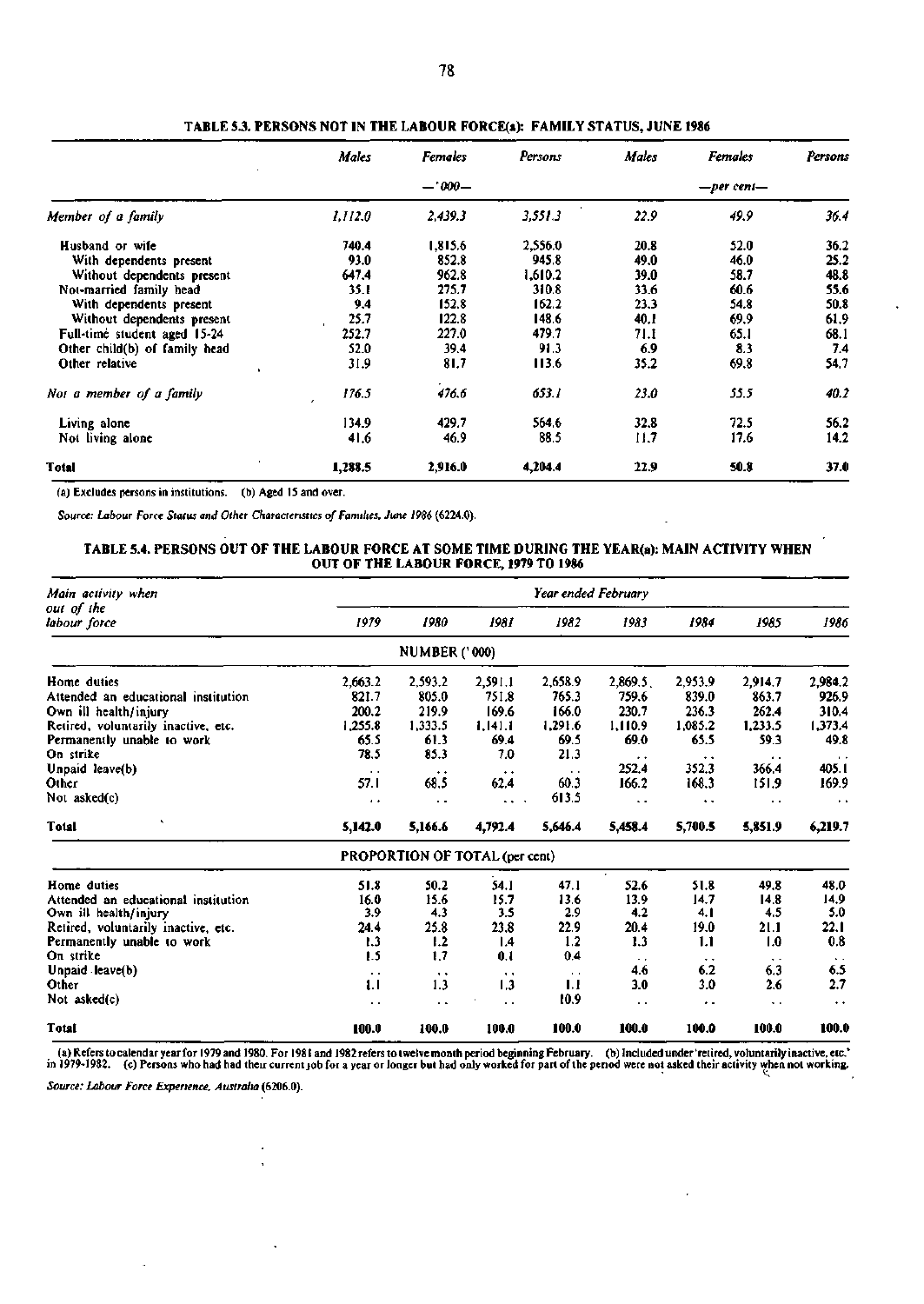## TABLE 5.3. PERSONS NOT IN THE LABOUR FORCE(a): FAMILY STATUS, JUNE 1986

| | Males | Females | Persons | Males | Females | Persons |
|---|---|---|---|---|---|---|
| | | —'000— | | | —per cent— | |
| *Member of a family* | *1,112.0* | *2,439.3* | *3,551.3* | *22.9* | *49.9* | *36.4* |
| Husband or wife | 740.4 | 1,815.6 | 2,556.0 | 20.8 | 52.0 | 36.2 |
| With dependents present | 93.0 | 852.8 | 945.8 | 49.0 | 46.0 | 25.2 |
| Without dependents present | 647.4 | 962.8 | 1,610.2 | 39.0 | 58.7 | 48.8 |
| Not-married family head | 35.1 | 275.7 | 310.8 | 33.6 | 60.6 | 55.6 |
| With dependents present | 9.4 | 152.8 | 162.2 | 23.3 | 54.8 | 50.8 |
| Without dependents present | 25.7 | 122.8 | 148.6 | 40.1 | 69.9 | 61.9 |
| Full-time student aged 15-24 | 252.7 | 227.0 | 479.7 | 71.1 | 65.1 | 68.1 |
| Other child(b) of family head | 52.0 | 39.4 | 91.3 | 6.9 | 8.3 | 7.4 |
| Other relative | 31.9 | 81.7 | 113.6 | 35.2 | 69.8 | 54.7 |
| *Not a member of a family* | *176.5* | *476.6* | *653.1* | *23.0* | *55.5* | *40.2* |
| Living alone | 134.9 | 429.7 | 564.6 | 32.8 | 72.5 | 56.2 |
| Not living alone | 41.6 | 46.9 | 88.5 | 11.7 | 17.6 | 14.2 |
| **Total** | **1,288.5** | **2,916.0** | **4,204.4** | **22.9** | **50.8** | **37.0** |

(a) Excludes persons in institutions. (b) Aged 15 and over.

*Source: Labour Force Status and Other Characteristics of Families, June 1986* (6224.0).

## TABLE 5.4. PERSONS OUT OF THE LABOUR FORCE AT SOME TIME DURING THE YEAR(a): MAIN ACTIVITY WHEN OUT OF THE LABOUR FORCE, 1979 TO 1986

| Main activity when out of the labour force | Year ended February | | | | | | | |
|---|---|---|---|---|---|---|---|---|
| | 1979 | 1980 | 1981 | 1982 | 1983 | 1984 | 1985 | 1986 |
| | | NUMBER ('000) | | | | | | |
| Home duties | 2,663.2 | 2,593.2 | 2,591.1 | 2,658.9 | 2,869.5 | 2,953.9 | 2,914.7 | 2,984.2 |
| Attended an educational institution | 821.7 | 805.0 | 751.8 | 765.3 | 759.6 | 839.0 | 863.7 | 926.9 |
| Own ill health/injury | 200.2 | 219.9 | 169.6 | 166.0 | 230.7 | 236.3 | 262.4 | 310.4 |
| Retired, voluntarily inactive, etc. | 1,255.8 | 1,333.5 | 1,141.1 | 1,291.6 | 1,110.9 | 1,085.2 | 1,233.5 | 1,373.4 |
| Permanently unable to work | 65.5 | 61.3 | 69.4 | 69.5 | 69.0 | 65.5 | 59.3 | 49.8 |
| On strike | 78.5 | 85.3 | 7.0 | 21.3 | . . | . . | . . | . . |
| Unpaid leave(b) | . . | . . | . . | . . | 252.4 | 352.3 | 366.4 | 405.1 |
| Other | 57.1 | 68.5 | 62.4 | 60.3 | 166.2 | 168.3 | 151.9 | 169.9 |
| Not asked(c) | . . | . . | . . | 613.5 | . . | . . | . . | . . |
| **Total** | **5,142.0** | **5,166.6** | **4,792.4** | **5,646.4** | **5,458.4** | **5,700.5** | **5,851.9** | **6,219.7** |
| | | PROPORTION OF TOTAL (per cent) | | | | | | |
| Home duties | 51.8 | 50.2 | 54.1 | 47.1 | 52.6 | 51.8 | 49.8 | 48.0 |
| Attended an educational institution | 16.0 | 15.6 | 15.7 | 13.6 | 13.9 | 14.7 | 14.8 | 14.9 |
| Own ill health/injury | 3.9 | 4.3 | 3.5 | 2.9 | 4.2 | 4.1 | 4.5 | 5.0 |
| Retired, voluntarily inactive, etc. | 24.4 | 25.8 | 23.8 | 22.9 | 20.4 | 19.0 | 21.1 | 22.1 |
| Permanently unable to work | 1.3 | 1.2 | 1.4 | 1.2 | 1.3 | 1.1 | 1.0 | 0.8 |
| On strike | 1.5 | 1.7 | 0.1 | 0.4 | . . | . . | . . | . . |
| Unpaid leave(b) | . . | . . | . . | . . | 4.6 | 6.2 | 6.3 | 6.5 |
| Other | 1.1 | 1.3 | 1.3 | 1.1 | 3.0 | 3.0 | 2.6 | 2.7 |
| Not asked(c) | . . | . . | . . | 10.9 | . . | . . | . . | . . |
| **Total** | **100.0** | **100.0** | **100.0** | **100.0** | **100.0** | **100.0** | **100.0** | **100.0** |

(a) Refers to calendar year for 1979 and 1980. For 1981 and 1982 refers to twelve month period beginning February. (b) Included under 'retired, voluntarily inactive, etc.' in 1979-1982. (c) Persons who had had their current job for a year or longer but had only worked for part of the period were not asked their activity when not working.

*Source: Labour Force Experience, Australia* (6206.0).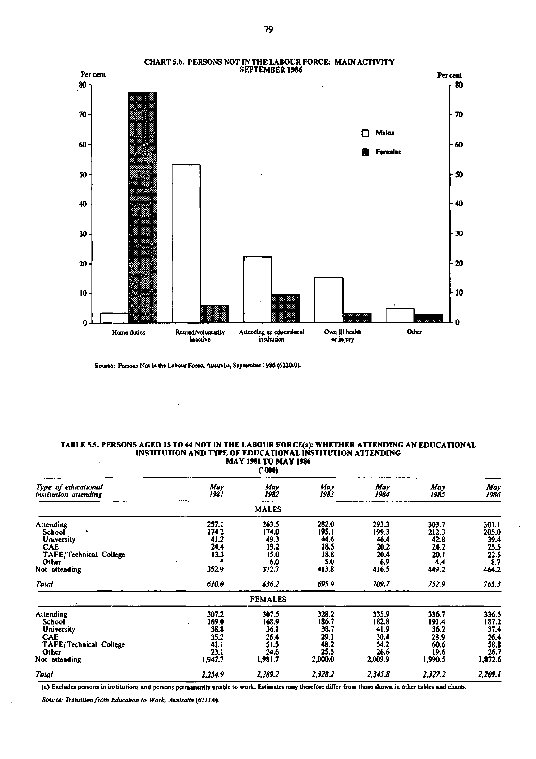CHART 5.b. PERSONS NOT IN THE LABOUR FORCE: MAIN ACTIVITY
SEPTEMBER 1986

Source: Persons Not in the Labour Force, Australia, September 1986 (6220.0).

**TABLE 5.5. PERSONS AGED 15 TO 64 NOT IN THE LABOUR FORCE(a): WHETHER ATTENDING AN EDUCATIONAL INSTITUTION AND TYPE OF EDUCATIONAL INSTITUTION ATTENDING**
**MAY 1981 TO MAY 1986**
**('000)**

| *Type of educational institution attending* | *May 1981* | *May 1982* | *May 1983* | *May 1984* | *May 1985* | *May 1986* |
|---|---|---|---|---|---|---|
| | | MALES | | | | |
| Attending | 257.1 | 263.5 | 282.0 | 293.3 | 303.7 | 301.1 |
| School | 174.2 | 174.0 | 195.1 | 199.3 | 212.3 | 205.0 |
| University | 41.2 | 49.3 | 44.6 | 46.4 | 42.8 | 39.4 |
| CAE | 24.4 | 19.2 | 18.5 | 20.2 | 24.2 | 25.5 |
| TAFE/Technical College | 13.3 | 15.0 | 18.8 | 20.4 | 20.1 | 22.5 |
| Other | * | 6.0 | 5.0 | 6.9 | 4.4 | 8.7 |
| Not attending | 352.9 | 372.7 | 413.8 | 416.5 | 449.2 | 464.2 |
| *Total* | *610.0* | *636.2* | *695.9* | *709.7* | *752.9* | *765.3* |
| | | FEMALES | | | | |
| Attending | 307.2 | 307.5 | 328.2 | 335.9 | 336.7 | 336.5 |
| School | 169.0 | 168.9 | 186.7 | 182.8 | 191.4 | 187.2 |
| University | 38.8 | 36.1 | 38.7 | 41.9 | 36.2 | 37.4 |
| CAE | 35.2 | 26.4 | 29.1 | 30.4 | 28.9 | 26.4 |
| TAFE/Technical College | 41.1 | 51.5 | 48.2 | 54.2 | 60.6 | 58.8 |
| Other | 23.1 | 24.6 | 25.5 | 26.6 | 19.6 | 26.7 |
| Not attending | 1,947.7 | 1,981.7 | 2,000.0 | 2,009.9 | 1,990.5 | 1,872.6 |
| *Total* | *2,254.9* | *2,289.2* | *2,328.2* | *2,345.8* | *2,327.2* | *2,209.1* |

(a) Excludes persons in institutions and persons permanently unable to work. Estimates may therefore differ from those shown in other tables and charts.

*Source: Transition from Education to Work, Australia* (6227.0).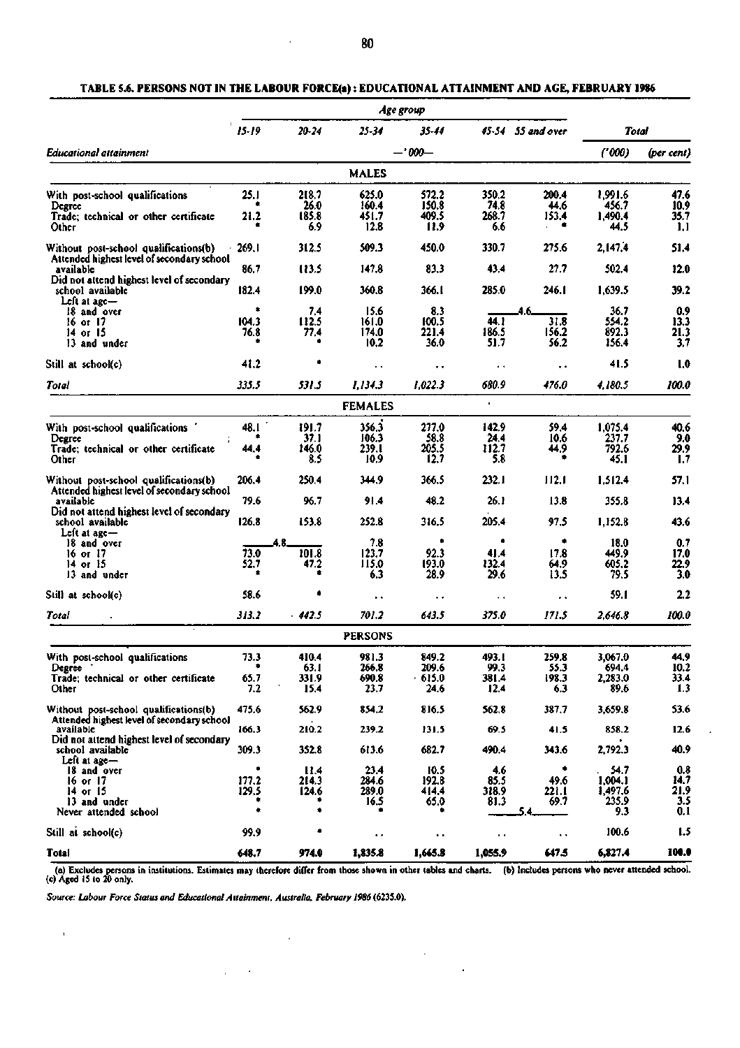**TABLE 5.6. PERSONS NOT IN THE LABOUR FORCE(a): EDUCATIONAL ATTAINMENT AND AGE, FEBRUARY 1986**

| Educational attainment | 15-19 | 20-24 | 25-34 | 35-44 | 45-54 | 55 and over | Total ('000) | Total (per cent) |
|---|---|---|---|---|---|---|---|---|
| | —'000— | | | | | | | |
| **MALES** | | | | | | | | |
| With post-school qualifications | 25.1 | 218.7 | 625.0 | 572.2 | 350.2 | 200.4 | 1,991.6 | 47.6 |
| Degree | * | 26.0 | 160.4 | 150.8 | 74.8 | 44.6 | 456.7 | 10.9 |
| Trade; technical or other certificate | 21.2 | 185.8 | 451.7 | 409.5 | 268.7 | 153.4 | 1,490.4 | 35.7 |
| Other | * | 6.9 | 12.8 | 11.9 | 6.6 | * | 44.5 | 1.1 |
| Without post-school qualifications(b) | 269.1 | 312.5 | 509.3 | 450.0 | 330.7 | 275.6 | 2,147.4 | 51.4 |
| Attended highest level of secondary school available | 86.7 | 113.5 | 147.8 | 83.3 | 43.4 | 27.7 | 502.4 | 12.0 |
| Did not attend highest level of secondary school available | 182.4 | 199.0 | 360.8 | 366.1 | 285.0 | 246.1 | 1,639.5 | 39.2 |
| Left at age— | | | | | | | | |
| 18 and over | * | 7.4 | 15.6 | 8.3 | 4.6 | | 36.7 | 0.9 |
| 16 or 17 | 104.3 | 112.5 | 161.0 | 100.5 | 44.1 | 31.8 | 554.2 | 13.3 |
| 14 or 15 | 76.8 | 77.4 | 174.0 | 221.4 | 186.5 | 156.2 | 892.3 | 21.3 |
| 13 and under | * | * | 10.2 | 36.0 | 51.7 | 56.2 | 156.4 | 3.7 |
| Still at school(c) | 41.2 | * | .. | .. | .. | .. | 41.5 | 1.0 |
| *Total* | *335.5* | *531.5* | *1,134.3* | *1,022.3* | *680.9* | *476.0* | *4,180.5* | *100.0* |
| **FEMALES** | | | | | | | | |
| With post-school qualifications | 48.1 | 191.7 | 356.3 | 277.0 | 142.9 | 59.4 | 1,075.4 | 40.6 |
| Degree | * | 37.1 | 106.3 | 58.8 | 24.4 | 10.6 | 237.7 | 9.0 |
| Trade; technical or other certificate | 44.4 | 146.0 | 239.1 | 205.5 | 112.7 | 44.9 | 792.6 | 29.9 |
| Other | * | 8.5 | 10.9 | 12.7 | 5.8 | * | 45.1 | 1.7 |
| Without post-school qualifications(b) | 206.4 | 250.4 | 344.9 | 366.5 | 232.1 | 112.1 | 1,512.4 | 57.1 |
| Attended highest level of secondary school available | 79.6 | 96.7 | 91.4 | 48.2 | 26.1 | 13.8 | 355.8 | 13.4 |
| Did not attend highest level of secondary school available | 126.8 | 153.8 | 252.8 | 316.5 | 205.4 | 97.5 | 1,152.8 | 43.6 |
| Left at age— | | | | | | | | |
| 18 and over | 4.8 | | 7.8 | * | * | * | 18.0 | 0.7 |
| 16 or 17 | 73.0 | 101.8 | 123.7 | 92.3 | 41.4 | 17.8 | 449.9 | 17.0 |
| 14 or 15 | 52.7 | 47.2 | 115.0 | 193.0 | 132.4 | 64.9 | 605.2 | 22.9 |
| 13 and under | * | * | 6.3 | 28.9 | 29.6 | 13.5 | 79.5 | 3.0 |
| Still at school(c) | 58.6 | * | .. | .. | .. | .. | 59.1 | 2.2 |
| *Total* | *313.2* | *442.5* | *701.2* | *643.5* | *375.0* | *171.5* | *2,646.8* | *100.0* |
| **PERSONS** | | | | | | | | |
| With post-school qualifications | 73.3 | 410.4 | 981.3 | 849.2 | 493.1 | 259.8 | 3,067.0 | 44.9 |
| Degree | * | 63.1 | 266.8 | 209.6 | 99.3 | 55.3 | 694.4 | 10.2 |
| Trade; technical or other certificate | 65.7 | 331.9 | 690.8 | 615.0 | 381.4 | 198.3 | 2,283.0 | 33.4 |
| Other | 7.2 | 15.4 | 23.7 | 24.6 | 12.4 | 6.3 | 89.6 | 1.3 |
| Without post-school qualifications(b) | 475.6 | 562.9 | 854.2 | 816.5 | 562.8 | 387.7 | 3,659.8 | 53.6 |
| Attended highest level of secondary school available | 166.3 | 210.2 | 239.2 | 131.5 | 69.5 | 41.5 | 858.2 | 12.6 |
| Did not attend highest level of secondary school available | 309.3 | 352.8 | 613.6 | 682.7 | 490.4 | 343.6 | 2,792.3 | 40.9 |
| Left at age— | | | | | | | | |
| 18 and over | * | 11.4 | 23.4 | 10.5 | 4.6 | * | 54.7 | 0.8 |
| 16 or 17 | 177.2 | 214.3 | 284.6 | 192.8 | 85.5 | 49.6 | 1,004.1 | 14.7 |
| 14 or 15 | 129.5 | 124.6 | 289.0 | 414.4 | 318.9 | 221.1 | 1,497.6 | 21.9 |
| 13 and under | * | * | 16.5 | 65.0 | 81.3 | 69.7 | 235.9 | 3.5 |
| Never attended school | * | * | * | * | 5.4 | | 9.3 | 0.1 |
| Still at school(c) | 99.9 | * | .. | .. | .. | .. | 100.6 | 1.5 |
| **Total** | **648.7** | **974.0** | **1,835.8** | **1,665.8** | **1,055.9** | **647.5** | **6,827.4** | **100.0** |

(a) Excludes persons in institutions. Estimates may therefore differ from those shown in other tables and charts. (b) Includes persons who never attended school. (c) Aged 15 to 20 only.

*Source: Labour Force Status and Educational Attainment, Australia, February 1986 (6235.0).*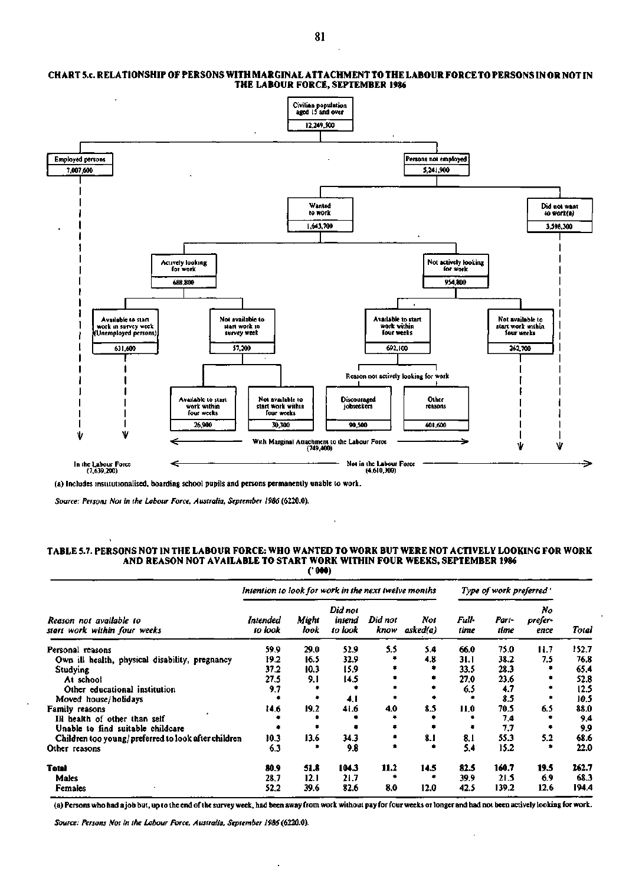**CHART 5.c. RELATIONSHIP OF PERSONS WITH MARGINAL ATTACHMENT TO THE LABOUR FORCE TO PERSONS IN OR NOT IN THE LABOUR FORCE, SEPTEMBER 1986**

Civilian population aged 15 and over — 12,249,500

- Employed persons — 7,007,600
- Persons not employed — 5,241,900
  - Wanted to work — 1,643,700
    - Actively looking for work — 688,800
      - Available to start work in survey week (Unemployed persons) — 631,600
      - Not available to start work in survey week — 57,200
        - Available to start work within four weeks — 26,900
        - Not available to start work within four weeks — 30,300
    - Not actively looking for work — 954,800
      - Available to start work within four weeks — 692,100
        - Reason not actively looking for work:
          - Discouraged jobseekers — 90,500
          - Other reasons — 601,600
      - Not available to start work within four weeks — 262,700
  - Did not want to work(a) — 3,598,300

With Marginal Attachment to the Labour Force (749,400)

In the Labour Force (7,639,200)

Not in the Labour Force (4,610,300)

(a) Includes institutionalised, boarding school pupils and persons permanently unable to work.

*Source: Persons Not in the Labour Force, Australia, September 1986 (6220.0).*

**TABLE 5.7. PERSONS NOT IN THE LABOUR FORCE: WHO WANTED TO WORK BUT WERE NOT ACTIVELY LOOKING FOR WORK AND REASON NOT AVAILABLE TO START WORK WITHIN FOUR WEEKS, SEPTEMBER 1986**

('000)

| | *Intention to look for work in the next twelve months* | | | | | *Type of work preferred* | | | |
|---|---|---|---|---|---|---|---|---|---|
| *Reason not available to start work within four weeks* | *Intended to look* | *Might look* | *Did not intend to look* | *Did not know* | *Not asked(a)* | *Full-time* | *Part-time* | *No preference* | *Total* |
| Personal reasons | 59.9 | 29.0 | 52.9 | 5.5 | 5.4 | 66.0 | 75.0 | 11.7 | 152.7 |
| Own ill health, physical disability, pregnancy | 19.2 | 16.5 | 32.9 | * | 4.8 | 31.1 | 38.2 | 7.5 | 76.8 |
| Studying | 37.2 | 10.3 | 15.9 | * | * | 33.5 | 28.3 | * | 65.4 |
| At school | 27.5 | 9.1 | 14.5 | * | * | 27.0 | 23.6 | * | 52.8 |
| Other educational institution | 9.7 | * | * | * | * | 6.5 | 4.7 | * | 12.5 |
| Moved house/holidays | * | * | 4.1 | * | * | * | 8.5 | * | 10.5 |
| Family reasons | 14.6 | 19.2 | 41.6 | 4.0 | 8.5 | 11.0 | 70.5 | 6.5 | 88.0 |
| Ill health of other than self | * | * | * | * | * | * | 7.4 | * | 9.4 |
| Unable to find suitable childcare | * | * | * | * | * | * | 7.7 | * | 9.9 |
| Children too young/preferred to look after children | 10.3 | 13.6 | 34.3 | * | 8.1 | 8.1 | 55.3 | 5.2 | 68.6 |
| Other reasons | 6.3 | * | 9.8 | * | * | 5.4 | 15.2 | * | 22.0 |
| **Total** | 80.9 | 51.8 | 104.3 | 11.2 | 14.5 | 82.5 | 160.7 | 19.5 | 262.7 |
| Males | 28.7 | 12.1 | 21.7 | * | * | 39.9 | 21.5 | 6.9 | 68.3 |
| Females | 52.2 | 39.6 | 82.6 | 8.0 | 12.0 | 42.5 | 139.2 | 12.6 | 194.4 |

(a) Persons who had a job but, up to the end of the survey week, had been away from work without pay for four weeks or longer and had not been actively looking for work.

*Source: Persons Not in the Labour Force, Australia, September 1986 (6220.0).*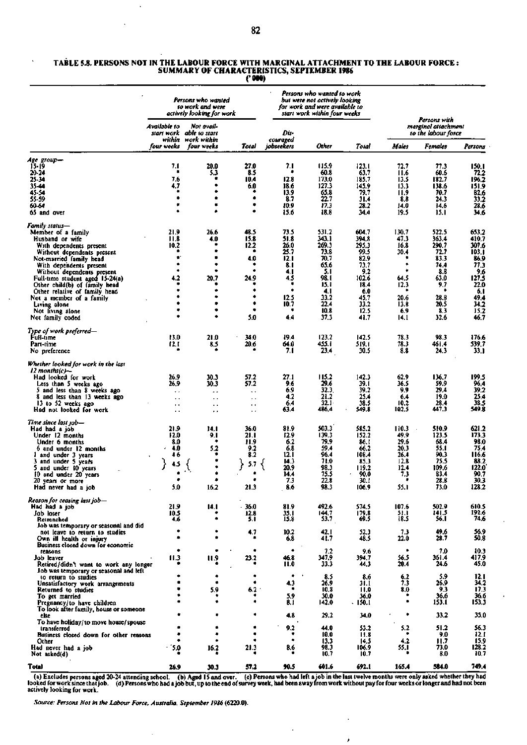## TABLE 5.8. PERSONS NOT IN THE LABOUR FORCE WITH MARGINAL ATTACHMENT TO THE LABOUR FORCE: SUMMARY OF CHARACTERISTICS, SEPTEMBER 1986

('000)

| | *Persons who wanted to work and were actively looking for work* | | | *Persons who wanted to work but were not actively looking for work and were available to start work within four weeks* | | | *Persons with marginal attachment to the labour force* | | |
|---|---|---|---|---|---|---|---|---|---|
| | *Available to start work within four weeks* | *Not available to start work within four weeks* | *Total* | *Discouraged jobseekers* | *Other* | *Total* | *Males* | *Females* | *Persons* |
| *Age group—* | | | | | | | | | |
| 15-19 | 7.1 | 20.0 | 27.0 | 7.1 | 115.9 | 123.1 | 72.7 | 77.3 | 150.1 |
| 20-24 | * | 5.3 | 8.5 | * | 60.8 | 63.7 | 11.6 | 60.6 | 72.2 |
| 25-34 | 7.6 | * | 10.4 | 12.8 | 173.0 | 185.7 | 13.5 | 182.7 | 196.2 |
| 35-44 | 4.7 | * | 6.0 | 18.6 | 127.3 | 145.9 | 13.3 | 138.6 | 151.9 |
| 45-54 | * | * | * | 13.9 | 65.8 | 79.7 | 11.9 | 70.7 | 82.6 |
| 55-59 | * | * | * | 8.7 | 22.7 | 31.4 | 8.8 | 24.3 | 33.2 |
| 60-64 | * | * | * | 10.9 | 17.3 | 28.2 | 14.0 | 14.6 | 28.6 |
| 65 and over | * | * | * | 15.6 | 18.8 | 34.4 | 19.5 | 15.1 | 34.6 |
| *Family status—* | | | | | | | | | |
| Member of a family | 21.9 | 26.6 | 48.5 | 73.5 | 531.2 | 604.7 | 130.7 | 522.5 | 653.2 |
| Husband or wife | 11.8 | 4.0 | 15.8 | 51.8 | 343.1 | 394.8 | 47.3 | 363.4 | 410.7 |
| With dependents present | 10.2 | * | 12.2 | 26.0 | 269.3 | 295.3 | 16.8 | 290.7 | 307.6 |
| Without dependents present | * | * | * | 25.7 | 73.8 | 99.5 | 30.4 | 72.7 | 103.1 |
| Not-married family head | * | * | 4.0 | 12.1 | 70.7 | 82.9 | * | 83.3 | 86.9 |
| With dependents present | * | * | * | 8.1 | 65.6 | 73.7 | * | 74.4 | 77.3 |
| Without dependents present | * | * | * | 4.1 | 5.1 | 9.2 | * | 8.8 | 9.6 |
| Full-time student aged 15-24(a) | 4.2 | 20.7 | 24.9 | 4.5 | 98.1 | 102.6 | 64.5 | 63.0 | 127.5 |
| Other child(b) of family head | * | * | * | * | 15.1 | 18.4 | 12.3 | 9.7 | 22.0 |
| Other relative of family head | * | * | * | * | 4.1 | 6.0 | * | * | 6.1 |
| Not a member of a family | * | * | * | 12.5 | 33.2 | 45.7 | 20.6 | 28.8 | 49.4 |
| Living alone | * | * | * | 10.7 | 22.4 | 33.2 | 13.8 | 20.5 | 34.2 |
| Not living alone | * | * | * | * | 10.8 | 12.5 | 6.9 | 8.3 | 15.2 |
| Not family coded | * | * | 5.0 | 4.4 | 37.3 | 41.7 | 14.1 | 32.6 | 46.7 |
| *Type of work preferred—* | | | | | | | | | |
| Full-time | 13.0 | 21.0 | 34.0 | 19.4 | 123.2 | 142.5 | 78.3 | 98.3 | 176.6 |
| Part-time | 12.1 | 8.5 | 20.6 | 64.0 | 455.1 | 519.1 | 78.3 | 461.4 | 539.7 |
| No preference | * | * | * | 7.1 | 23.4 | 30.5 | 8.8 | 24.3 | 33.1 |
| *Whether looked for work in the last 12 months(c)—* | | | | | | | | | |
| Had looked for work | 26.9 | 30.3 | 57.2 | 27.1 | 115.2 | 142.3 | 62.9 | 136.7 | 199.5 |
| Less than 5 weeks ago | 26.9 | 30.3 | 57.2 | 9.6 | 29.6 | 39.1 | 36.5 | 59.9 | 96.4 |
| 5 and less than 8 weeks ago | .. | .. | .. | 6.9 | 32.3 | 39.2 | 9.9 | 29.4 | 39.2 |
| 8 and less than 13 weeks ago | .. | .. | .. | 4.2 | 21.2 | 25.4 | 6.4 | 19.0 | 25.4 |
| 13 to 52 weeks ago | .. | .. | .. | 6.4 | 32.1 | 38.5 | 10.2 | 28.4 | 38.5 |
| Had not looked for work | .. | .. | .. | 63.4 | 486.4 | 549.8 | 102.5 | 447.3 | 549.8 |
| *Time since last job—* | | | | | | | | | |
| Had had a job | 21.9 | 14.1 | 36.0 | 81.9 | 503.3 | 585.2 | 110.3 | 510.9 | 621.2 |
| Under 12 months | 12.0 | 9.1 | 21.1 | 12.9 | 139.3 | 152.2 | 49.9 | 123.5 | 173.3 |
| Under 6 months | 8.0 | * | 11.9 | 6.2 | 79.9 | 86.1 | 29.6 | 68.4 | 98.0 |
| 6 and under 12 months | 4.0 | 5.2 | 9.2 | 6.8 | 59.4 | 66.2 | 20.3 | 55.1 | 75.4 |
| 1 and under 3 years | 4.6 | * | 8.2 | 12.1 | 96.4 | 108.4 | 26.4 | 90.3 | 116.6 |
| 3 and under 5 years | } 4.5 | { * | } 5.7 | { 14.3 | 71.0 | 85.3 | 12.8 | 75.5 | 88.2 |
| 5 and under 10 years | | * | | 20.9 | 98.3 | 119.2 | 12.4 | 109.6 | 122.0 |
| 10 and under 20 years | * | * | * | 14.4 | 75.5 | 90.0 | 7.3 | 83.4 | 90.7 |
| 20 years or more | * | * | * | 7.3 | 22.8 | 30.1 | * | 28.8 | 30.3 |
| Had never had a job | 5.0 | 16.2 | 21.3 | 8.6 | 98.3 | 106.9 | 55.1 | 73.0 | 128.2 |
| *Reason for ceasing last job—* | | | | | | | | | |
| Had had a job | 21.9 | 14.1 | 36.0 | 81.9 | 492.6 | 574.5 | 107.6 | 502.9 | 610.5 |
| Job loser | 10.5 | * | 12.8 | 35.1 | 144.7 | 179.8 | 51.1 | 141.5 | 192.6 |
| Retrenched | 4.6 | * | 5.1 | 15.8 | 53.7 | 69.5 | 18.5 | 56.1 | 74.6 |
| Job was temporary or seasonal and did not leave to return to studies | * | * | 4.7 | 10.2 | 42.1 | 52.3 | 7.3 | 49.6 | 56.9 |
| Own ill health or injury | * | * | * | 6.8 | 41.7 | 48.5 | 22.0 | 28.7 | 50.8 |
| Business closed down for economic reasons | * | * | * | * | 7.2 | 9.6 | * | 7.0 | 10.3 |
| Job leaver | 11.3 | 11.9 | 23.2 | 46.8 | 347.9 | 394.7 | 56.5 | 361.4 | 417.9 |
| Retired/didn't want to work any longer | * | * | * | 11.0 | 33.3 | 44.3 | 20.4 | 24.6 | 45.0 |
| Job was temporary or seasonal and left to return to studies | * | * | * | * | 8.5 | 8.6 | 6.2 | 5.9 | 12.1 |
| Unsatisfactory work arrangements | * | * | * | 4.3 | 26.9 | 31.1 | 7.3 | 26.9 | 34.2 |
| Returned to studies | * | 5.9 | 6.2 | * | 10.8 | 11.0 | 8.0 | 9.3 | 17.3 |
| To get married | * | * | * | 5.9 | 30.0 | 36.0 | * | 36.6 | 36.6 |
| Pregnancy/to have children | * | * | * | 8.1 | 142.0 | 150.1 | * | 153.1 | 153.3 |
| To look after family, house or someone else | * | * | * | 4.8 | 29.2 | 34.0 | * | 33.2 | 35.0 |
| To have holiday/to move house/spouse transferred | * | * | * | 9.2 | 44.0 | 53.2 | 5.2 | 51.2 | 56.3 |
| Business closed down for other reasons | * | * | * | * | 10.0 | 11.8 | * | 9.0 | 12.1 |
| Other | * | * | * | * | 13.3 | 14.5 | 4.2 | 11.7 | 15.9 |
| Had never had a job | 5.0 | 16.2 | 21.3 | 8.6 | 98.3 | 106.9 | 55.1 | 73.0 | 128.2 |
| Not asked(d) | * | * | * | * | 10.7 | 10.7 | * | 8.0 | 10.7 |
| **Total** | **26.9** | **30.3** | **57.2** | **90.5** | **601.6** | **692.1** | **165.4** | **584.0** | **749.4** |

(a) Excludes persons aged 20-24 attending school. (b) Aged 15 and over. (c) Persons who had left a job in the last twelve months were only asked whether they had looked for work since that job. (d) Persons who had a job but, up to the end of survey week, had been away from work without pay for four weeks or longer and had not been actively looking for work.

*Source: Persons Not in the Labour Force, Australia, September 1986 (6220.0).*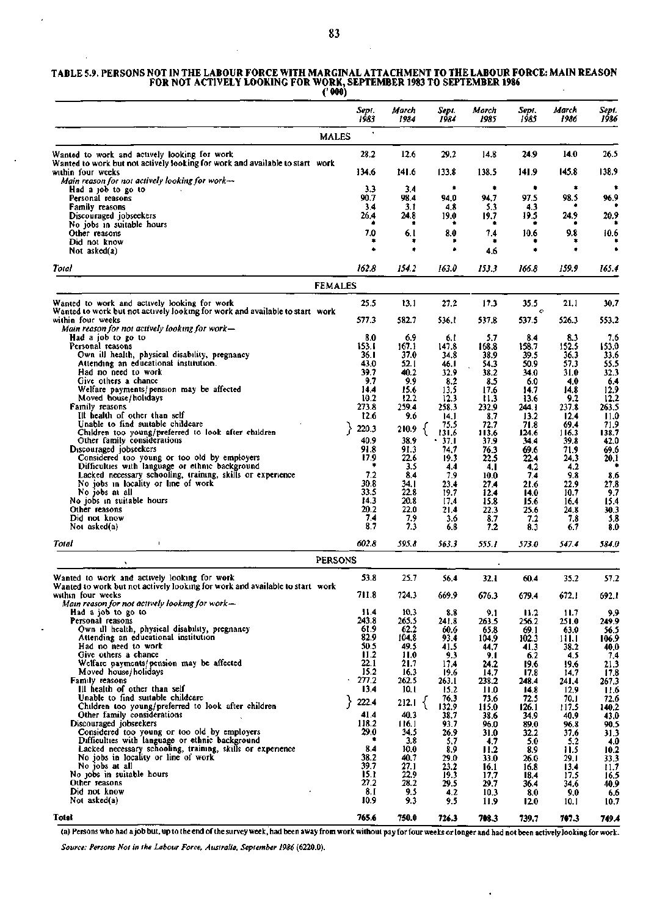## TABLE 5.9. PERSONS NOT IN THE LABOUR FORCE WITH MARGINAL ATTACHMENT TO THE LABOUR FORCE: MAIN REASON FOR NOT ACTIVELY LOOKING FOR WORK, SEPTEMBER 1983 TO SEPTEMBER 1986

('000)

| | Sept. 1983 | March 1984 | Sept. 1984 | March 1985 | Sept. 1985 | March 1986 | Sept. 1986 |
|---|---|---|---|---|---|---|---|
| **MALES** | | | | | | | |
| Wanted to work and actively looking for work | 28.2 | 12.6 | 29.2 | 14.8 | 24.9 | 14.0 | 26.5 |
| Wanted to work but not actively looking for work and available to start work within four weeks | 134.6 | 141.6 | 133.8 | 138.5 | 141.9 | 145.8 | 138.9 |
| *Main reason for not actively looking for work—* | | | | | | | |
| Had a job to go to | 3.3 | 3.4 | * | * | * | * | * |
| Personal reasons | 90.7 | 98.4 | 94.0 | 94.7 | 97.5 | 98.5 | 96.9 |
| Family reasons | 3.4 | 3.1 | 4.8 | 5.3 | 4.3 | * | * |
| Discouraged jobseekers | 26.4 | 24.8 | 19.0 | 19.7 | 19.5 | 24.9 | 20.9 |
| No jobs in suitable hours | * | * | * | * | * | * | * |
| Other reasons | 7.0 | 6.1 | 8.0 | 7.4 | 10.6 | 9.8 | 10.6 |
| Did not know | * | * | * | * | * | * | * |
| Not asked(a) | * | * | * | 4.6 | * | * | * |
| *Total* | *162.8* | *154.2* | *163.0* | *153.3* | *166.8* | *159.9* | *165.4* |
| **FEMALES** | | | | | | | |
| Wanted to work and actively looking for work | 25.5 | 13.1 | 27.2 | 17.3 | 35.5 | 21.1 | 30.7 |
| Wanted to work but not actively looking for work and available to start work within four weeks | 577.3 | 582.7 | 536.1 | 537.8 | 537.5 | 526.3 | 553.2 |
| *Main reason for not actively looking for work—* | | | | | | | |
| Had a job to go to | 8.0 | 6.9 | 6.1 | 5.7 | 8.4 | 8.3 | 7.6 |
| Personal reasons | 153.1 | 167.1 | 147.8 | 168.8 | 158.7 | 152.5 | 153.0 |
| Own ill health, physical disability, pregnancy | 36.1 | 37.0 | 34.8 | 38.9 | 39.5 | 36.3 | 33.6 |
| Attending an educational institution | 43.0 | 52.1 | 46.1 | 54.3 | 50.9 | 57.3 | 55.5 |
| Had no need to work | 39.7 | 40.2 | 32.9 | 38.2 | 34.0 | 31.0 | 32.3 |
| Give others a chance | 9.7 | 9.9 | 8.2 | 8.5 | 6.0 | 4.0 | 6.4 |
| Welfare payments/pension may be affected | 14.4 | 15.6 | 13.5 | 17.6 | 14.7 | 14.8 | 12.9 |
| Moved house/holidays | 10.2 | 12.2 | 12.3 | 11.3 | 13.6 | 9.2 | 12.2 |
| Family reasons | 273.8 | 259.4 | 258.3 | 232.9 | 244.1 | 237.8 | 263.5 |
| Ill health of other than self | 12.6 | 9.6 | 14.1 | 8.7 | 13.2 | 12.4 | 11.0 |
| Unable to find suitable childcare | 220.3 | 210.9 | 75.5 | 72.7 | 71.8 | 69.4 | 71.9 |
| Children too young/preferred to look after children | | | 131.6 | 113.6 | 124.6 | 116.3 | 138.7 |
| Other family considerations | 40.9 | 38.9 | 37.1 | 37.9 | 34.4 | 39.8 | 42.0 |
| Discouraged jobseekers | 91.8 | 91.3 | 74.7 | 76.3 | 69.6 | 71.9 | 69.6 |
| Considered too young or too old by employers | 17.9 | 22.6 | 19.3 | 22.5 | 22.4 | 24.3 | 20.1 |
| Difficulties with language or ethnic background | * | 3.5 | 4.4 | 4.1 | 4.2 | 4.2 | * |
| Lacked necessary schooling, training, skills or experience | 7.2 | 8.4 | 7.9 | 10.0 | 7.4 | 9.8 | 8.6 |
| No jobs in locality or line of work | 30.8 | 34.1 | 23.4 | 27.4 | 21.6 | 22.9 | 27.8 |
| No jobs at all | 33.5 | 22.8 | 19.7 | 12.4 | 14.0 | 10.7 | 9.7 |
| No jobs in suitable hours | 14.3 | 20.8 | 17.4 | 15.8 | 15.6 | 16.4 | 15.4 |
| Other reasons | 20.2 | 22.0 | 21.4 | 22.3 | 25.6 | 24.8 | 30.3 |
| Did not know | 7.4 | 7.9 | 3.6 | 8.7 | 7.2 | 7.8 | 5.8 |
| Not asked(a) | 8.7 | 7.3 | 6.8 | 7.2 | 8.3 | 6.7 | 8.0 |
| *Total* | *602.8* | *595.8* | *563.3* | *555.1* | *573.0* | *547.4* | *584.0* |
| **PERSONS** | | | | | | | |
| Wanted to work and actively looking for work | 53.8 | 25.7 | 56.4 | 32.1 | 60.4 | 35.2 | 57.2 |
| Wanted to work but not actively looking for work and available to start work within four weeks | 711.8 | 724.3 | 669.9 | 676.3 | 679.4 | 672.1 | 692.1 |
| *Main reason for not actively looking for work—* | | | | | | | |
| Had a job to go to | 11.4 | 10.3 | 8.8 | 9.1 | 11.2 | 11.7 | 9.9 |
| Personal reasons | 243.8 | 265.5 | 241.8 | 263.5 | 256.2 | 251.0 | 249.9 |
| Own ill health, physical disability, pregnancy | 61.9 | 62.2 | 60.6 | 65.8 | 69.1 | 63.0 | 56.5 |
| Attending an educational institution | 82.9 | 104.8 | 93.4 | 104.9 | 102.3 | 111.1 | 106.9 |
| Had no need to work | 50.5 | 49.5 | 41.5 | 44.7 | 41.3 | 38.2 | 40.0 |
| Give others a chance | 11.2 | 11.0 | 9.3 | 9.1 | 6.2 | 4.5 | 7.4 |
| Welfare payments/pension may be affected | 22.1 | 21.7 | 17.4 | 24.2 | 19.6 | 19.6 | 21.3 |
| Moved house/holidays | 15.2 | 16.3 | 19.6 | 14.7 | 17.8 | 14.7 | 17.8 |
| Family reasons | 277.2 | 262.5 | 263.1 | 238.2 | 248.4 | 241.4 | 267.3 |
| Ill health of other than self | 13.4 | 10.1 | 15.2 | 11.0 | 14.8 | 12.9 | 11.6 |
| Unable to find suitable childcare | 222.4 | 212.1 | 76.3 | 73.6 | 72.5 | 70.1 | 72.6 |
| Children too young/preferred to look after children | | | 132.9 | 115.0 | 126.1 | 117.5 | 140.2 |
| Other family considerations | 41.4 | 40.3 | 38.7 | 38.6 | 34.9 | 40.9 | 43.0 |
| Discouraged jobseekers | 118.2 | 116.1 | 93.7 | 96.0 | 89.0 | 96.8 | 90.5 |
| Considered too young or too old by employers | 29.0 | 34.5 | 26.9 | 31.0 | 32.2 | 37.6 | 31.3 |
| Difficulties with language or ethnic background | * | 3.8 | 5.7 | 4.7 | 5.0 | 5.2 | 4.0 |
| Lacked necessary schooling, training, skills or experience | 8.4 | 10.0 | 8.9 | 11.2 | 8.9 | 11.5 | 10.2 |
| No jobs in locality or line of work | 38.2 | 40.7 | 29.0 | 33.0 | 26.0 | 29.1 | 33.3 |
| No jobs at all | 39.7 | 27.1 | 23.2 | 16.1 | 16.8 | 13.4 | 11.7 |
| No jobs in suitable hours | 15.1 | 22.9 | 19.3 | 17.7 | 18.4 | 17.5 | 16.5 |
| Other reasons | 27.2 | 28.2 | 29.5 | 29.7 | 36.4 | 34.6 | 40.9 |
| Did not know | 8.1 | 9.5 | 4.2 | 10.3 | 8.0 | 9.0 | 6.6 |
| Not asked(a) | 10.9 | 9.3 | 9.5 | 11.9 | 12.0 | 10.1 | 10.7 |
| **Total** | **765.6** | **750.0** | **726.3** | **708.3** | **739.7** | **707.3** | **749.4** |

(a) Persons who had a job but, up to the end of the survey week, had been away from work without pay for four weeks or longer and had not been actively looking for work.

*Source: Persons Not in the Labour Force, Australia, September 1986 (6220.0).*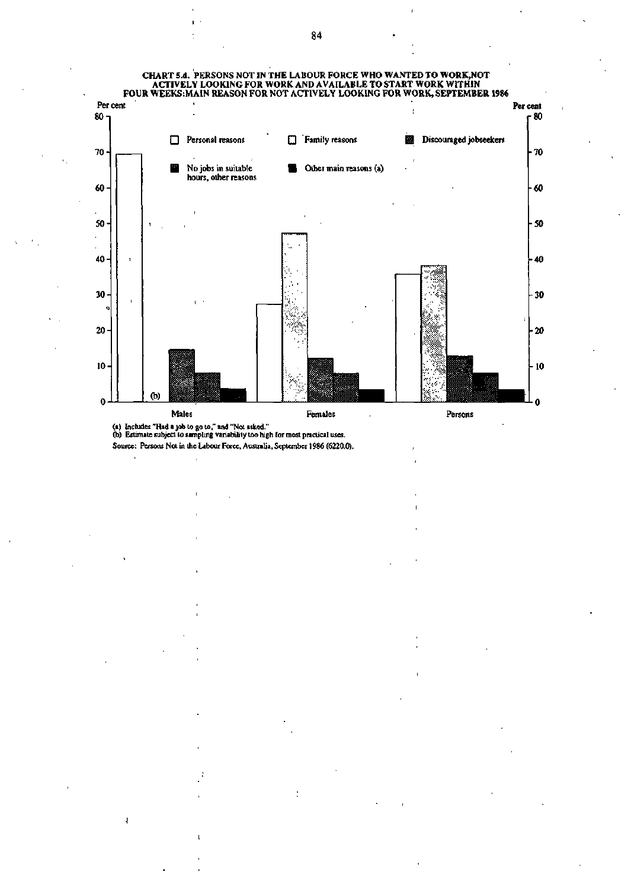**CHART 5.d. PERSONS NOT IN THE LABOUR FORCE WHO WANTED TO WORK, NOT ACTIVELY LOOKING FOR WORK AND AVAILABLE TO START WORK WITHIN FOUR WEEKS: MAIN REASON FOR NOT ACTIVELY LOOKING FOR WORK, SEPTEMBER 1986**

Per cent

80
70
60
50
40
30
20
10
0

Personal reasons
Family reasons
Discouraged jobseekers
No jobs in suitable hours, other reasons
Other main reasons (a)

(b)

Males
Females
Persons

(a) Includes "Had a job to go to," and "Not asked."
(b) Estimate subject to sampling variability too high for most practical uses.

Source: Persons Not in the Labour Force, Australia, September 1986 (6220.0).